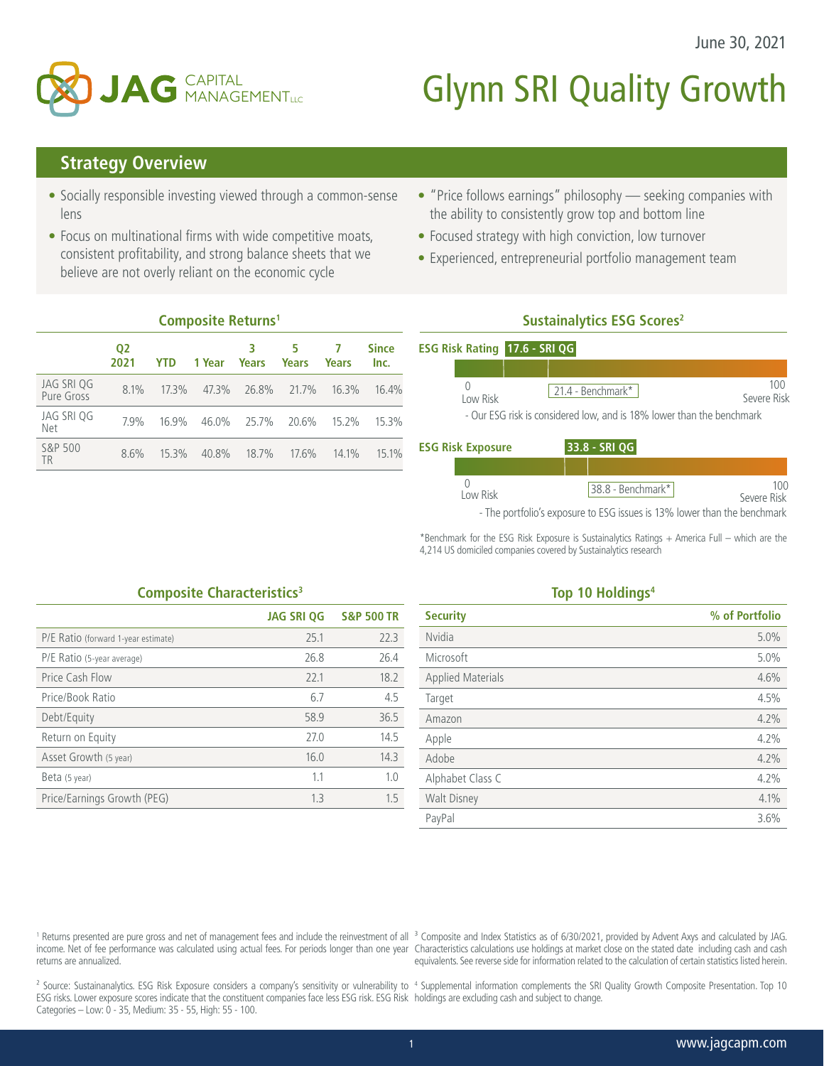June 30, 2021

JAG CAPITAL MANAGEMENT LLC

# Glynn SRI Quality Growth

## Strategy Overview

- Socially responsible investing viewed through a common-sense lens
- Focus on multinational firms with wide competitive moats, consistent profitability, and strong balance sheets that we believe are not overly reliant on the economic cycle
- "Price follows earnings" philosophy — seeking companies with the ability to consistently grow top and bottom line
- Focused strategy with high conviction, low turnover
- Experienced, entrepreneurial portfolio management team

### Composite Returns[1]

| | Q2 2021 | YTD | 1 Year | 3 Years | 5 Years | 7 Years | Since Inc. |
|---|---|---|---|---|---|---|---|
| JAG SRI QG Pure Gross | 8.1% | 17.3% | 47.3% | 26.8% | 21.7% | 16.3% | 16.4% |
| JAG SRI QG Net | 7.9% | 16.9% | 46.0% | 25.7% | 20.6% | 15.2% | 15.3% |
| S&P 500 TR | 8.6% | 15.3% | 40.8% | 18.7% | 17.6% | 14.1% | 15.1% |

### Sustainalytics ESG Scores[2]

**ESG Risk Rating** 17.6 - SRI QG

0 Low Risk — 21.4 - Benchmark* — 100 Severe Risk

- Our ESG risk is considered low, and is 18% lower than the benchmark

**ESG Risk Exposure** 33.8 - SRI QG

0 Low Risk — 38.8 - Benchmark* — 100 Severe Risk

- The portfolio's exposure to ESG issues is 13% lower than the benchmark

*Benchmark for the ESG Risk Exposure is Sustainalytics Ratings + America Full – which are the 4,214 US domiciled companies covered by Sustainalytics research

### Composite Characteristics[3]

| | JAG SRI QG | S&P 500 TR |
|---|---|---|
| P/E Ratio (forward 1-year estimate) | 25.1 | 22.3 |
| P/E Ratio (5-year average) | 26.8 | 26.4 |
| Price Cash Flow | 22.1 | 18.2 |
| Price/Book Ratio | 6.7 | 4.5 |
| Debt/Equity | 58.9 | 36.5 |
| Return on Equity | 27.0 | 14.5 |
| Asset Growth (5 year) | 16.0 | 14.3 |
| Beta (5 year) | 1.1 | 1.0 |
| Price/Earnings Growth (PEG) | 1.3 | 1.5 |

### Top 10 Holdings[4]

| Security | % of Portfolio |
|---|---|
| Nvidia | 5.0% |
| Microsoft | 5.0% |
| Applied Materials | 4.6% |
| Target | 4.5% |
| Amazon | 4.2% |
| Apple | 4.2% |
| Adobe | 4.2% |
| Alphabet Class C | 4.2% |
| Walt Disney | 4.1% |
| PayPal | 3.6% |

[1] Returns presented are pure gross and net of management fees and include the reinvestment of all income. Net of fee performance was calculated using actual fees. For periods longer than one year returns are annualized.

[2] Source: Sustainanalytics. ESG Risk Exposure considers a company's sensitivity or vulnerability to ESG risks. Lower exposure scores indicate that the constituent companies face less ESG risk. ESG Risk Categories – Low: 0 - 35, Medium: 35 - 55, High: 55 - 100.

[3] Composite and Index Statistics as of 6/30/2021, provided by Advent Axys and calculated by JAG. Characteristics calculations use holdings at market close on the stated date including cash and cash equivalents. See reverse side for information related to the calculation of certain statistics listed herein.

[4] Supplemental information complements the SRI Quality Growth Composite Presentation. Top 10 holdings are excluding cash and subject to change.

www.jagcapm.com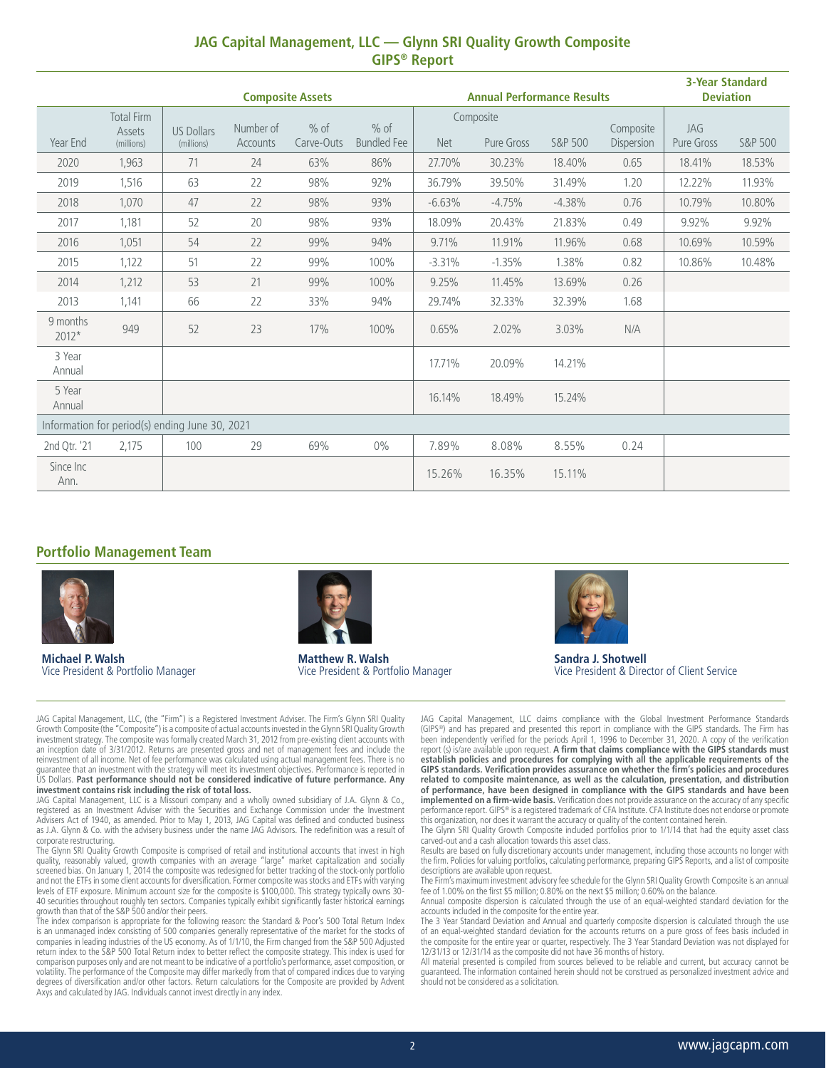# JAG Capital Management, LLC — Glynn SRI Quality Growth Composite GIPS® Report

| | Composite Assets | | | | | Annual Performance Results | | | | 3-Year Standard Deviation | |
|---|---|---|---|---|---|---|---|---|---|---|---|
| Year End | Total Firm Assets (millions) | US Dollars (millions) | Number of Accounts | % of Carve-Outs | % of Bundled Fee | Composite Net | Composite Pure Gross | S&P 500 | Composite Dispersion | JAG Pure Gross | S&P 500 |
| 2020 | 1,963 | 71 | 24 | 63% | 86% | 27.70% | 30.23% | 18.40% | 0.65 | 18.41% | 18.53% |
| 2019 | 1,516 | 63 | 22 | 98% | 92% | 36.79% | 39.50% | 31.49% | 1.20 | 12.22% | 11.93% |
| 2018 | 1,070 | 47 | 22 | 98% | 93% | -6.63% | -4.75% | -4.38% | 0.76 | 10.79% | 10.80% |
| 2017 | 1,181 | 52 | 20 | 98% | 93% | 18.09% | 20.43% | 21.83% | 0.49 | 9.92% | 9.92% |
| 2016 | 1,051 | 54 | 22 | 99% | 94% | 9.71% | 11.91% | 11.96% | 0.68 | 10.69% | 10.59% |
| 2015 | 1,122 | 51 | 22 | 99% | 100% | -3.31% | -1.35% | 1.38% | 0.82 | 10.86% | 10.48% |
| 2014 | 1,212 | 53 | 21 | 99% | 100% | 9.25% | 11.45% | 13.69% | 0.26 | | |
| 2013 | 1,141 | 66 | 22 | 33% | 94% | 29.74% | 32.33% | 32.39% | 1.68 | | |
| 9 months 2012* | 949 | 52 | 23 | 17% | 100% | 0.65% | 2.02% | 3.03% | N/A | | |
| 3 Year Annual | | | | | | 17.71% | 20.09% | 14.21% | | | |
| 5 Year Annual | | | | | | 16.14% | 18.49% | 15.24% | | | |
| Information for period(s) ending June 30, 2021 | | | | | | | | | | | |
| 2nd Qtr. '21 | 2,175 | 100 | 29 | 69% | 0% | 7.89% | 8.08% | 8.55% | 0.24 | | |
| Since Inc Ann. | | | | | | 15.26% | 16.35% | 15.11% | | | |

## Portfolio Management Team

**Michael P. Walsh**
Vice President & Portfolio Manager

**Matthew R. Walsh**
Vice President & Portfolio Manager

**Sandra J. Shotwell**
Vice President & Director of Client Service

JAG Capital Management, LLC, (the "Firm") is a Registered Investment Adviser. The Firm's Glynn SRI Quality Growth Composite (the "Composite") is a composite of actual accounts invested in the Glynn SRI Quality Growth investment strategy. The composite was formally created March 31, 2012 from pre-existing client accounts with an inception date of 3/31/2012. Returns are presented gross and net of management fees and include the reinvestment of all income. Net of fee performance was calculated using actual management fees. There is no guarantee that an investment with the strategy will meet its investment objectives. Performance is reported in US Dollars. **Past performance should not be considered indicative of future performance. Any investment contains risk including the risk of total loss.**

JAG Capital Management, LLC is a Missouri company and a wholly owned subsidiary of J.A. Glynn & Co., registered as an Investment Adviser with the Securities and Exchange Commission under the Investment Advisers Act of 1940, as amended. Prior to May 1, 2013, JAG Capital was defined and conducted business as J.A. Glynn & Co. with the advisory business under the name JAG Advisors. The redefinition was a result of corporate restructuring.

The Glynn SRI Quality Growth Composite is comprised of retail and institutional accounts that invest in high quality, reasonably valued, growth companies with an average "large" market capitalization and socially screened bias. On January 1, 2014 the composite was redesigned for better tracking of the stock-only portfolio and not the ETFs in some client accounts for diversification. Former composite was stocks and ETFs with varying levels of ETF exposure. Minimum account size for the composite is $100,000. This strategy typically owns 30-40 securities throughout roughly ten sectors. Companies typically exhibit significantly faster historical earnings growth than that of the S&P 500 and/or their peers.

The index comparison is appropriate for the following reason: the Standard & Poor's 500 Total Return Index is an unmanaged index consisting of 500 companies generally representative of the market for the stocks of companies in leading industries of the US economy. As of 1/1/10, the Firm changed from the S&P 500 Adjusted return index to the S&P 500 Total Return index to better reflect the composite strategy. This index is used for comparison purposes only and are not meant to be indicative of a portfolio's performance, asset composition, or volatility. The performance of the Composite may differ markedly from that of compared indices due to varying degrees of diversification and/or other factors. Return calculations for the Composite are provided by Advent Axys and calculated by JAG. Individuals cannot invest directly in any index.

JAG Capital Management, LLC claims compliance with the Global Investment Performance Standards (GIPS®) and has prepared and presented this report in compliance with the GIPS standards. The Firm has been independently verified for the periods April 1, 1996 to December 31, 2020. A copy of the verification report (s) is/are available upon request. **A firm that claims compliance with the GIPS standards must establish policies and procedures for complying with all the applicable requirements of the GIPS standards. Verification provides assurance on whether the firm's policies and procedures related to composite maintenance, as well as the calculation, presentation, and distribution of performance, have been designed in compliance with the GIPS standards and have been implemented on a firm-wide basis.** Verification does not provide assurance on the accuracy of any specific performance report. GIPS® is a registered trademark of CFA Institute. CFA Institute does not endorse or promote this organization, nor does it warrant the accuracy or quality of the content contained herein.

The Glynn SRI Quality Growth Composite included portfolios prior to 1/1/14 that had the equity asset class carved-out and a cash allocation towards this asset class.

Results are based on fully discretionary accounts under management, including those accounts no longer with the firm. Policies for valuing portfolios, calculating performance, preparing GIPS Reports, and a list of composite descriptions are available upon request.

The Firm's maximum investment advisory fee schedule for the Glynn SRI Quality Growth Composite is an annual fee of 1.00% on the first $5 million; 0.80% on the next $5 million; 0.60% on the balance.

Annual composite dispersion is calculated through the use of an equal-weighted standard deviation for the accounts included in the composite for the entire year.

The 3 Year Standard Deviation and Annual and quarterly composite dispersion is calculated through the use of an equal-weighted standard deviation for the accounts returns on a pure gross of fees basis included in the composite for the entire year or quarter, respectively. The 3 Year Standard Deviation was not displayed for 12/31/13 or 12/31/14 as the composite did not have 36 months of history.

All material presented is compiled from sources believed to be reliable and current, but accuracy cannot be guaranteed. The information contained herein should not be construed as personalized investment advice and should not be considered as a solicitation.